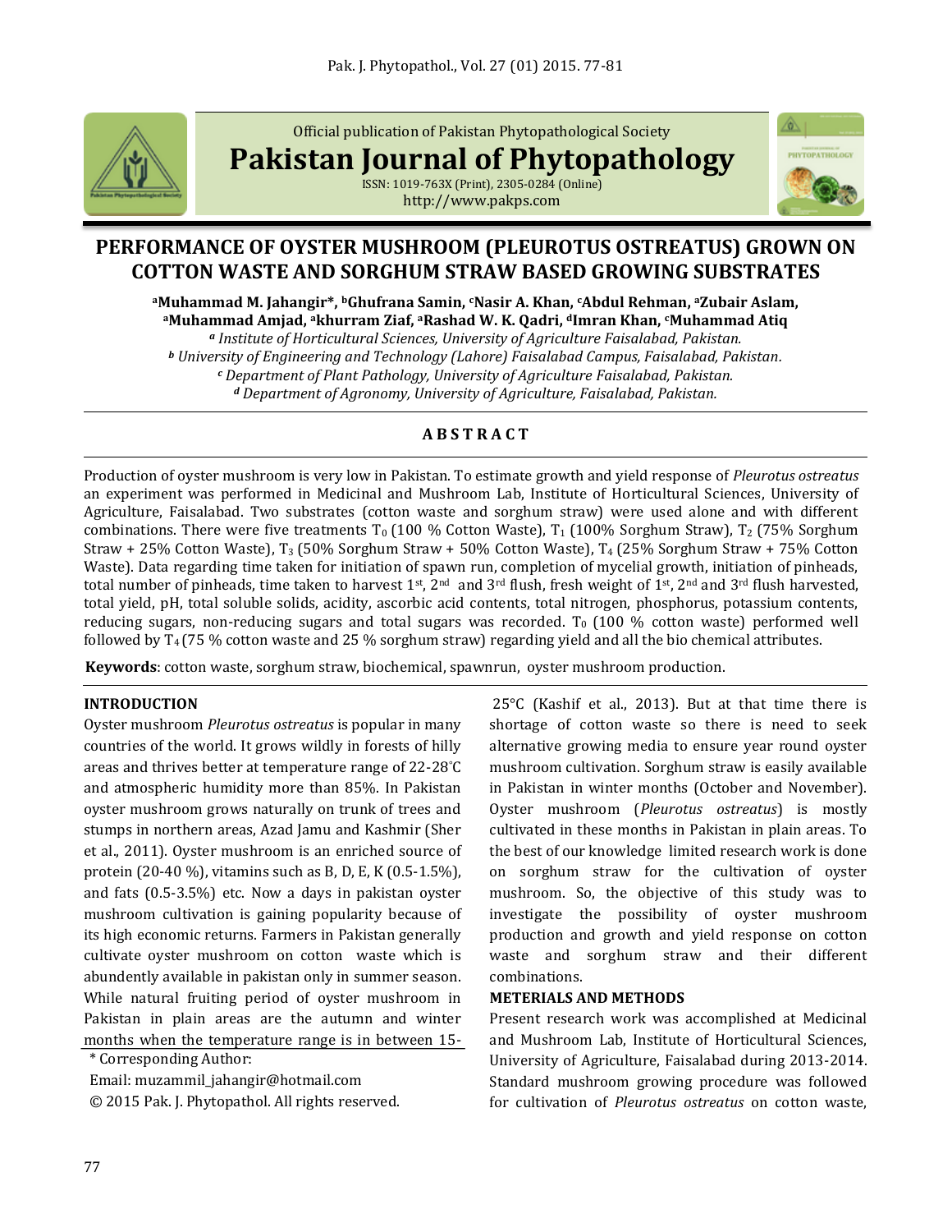Official publication of Pakistan Phytopathological Society

**Pakistan Journal of Phytopathology**

ISSN: 1019-763X (Print), 2305-0284 (Online)
http://www.pakps.com

# PERFORMANCE OF OYSTER MUSHROOM (PLEUROTUS OSTREATUS) GROWN ON COTTON WASTE AND SORGHUM STRAW BASED GROWING SUBSTRATES

**[a]Muhammad M. Jahangir*, [b]Ghufrana Samin, [c]Nasir A. Khan, [c]Abdul Rehman, [a]Zubair Aslam, [a]Muhammad Amjad, [a]khurram Ziaf, [a]Rashad W. K. Qadri, [d]Imran Khan, [c]Muhammad Atiq**

*[a] Institute of Horticultural Sciences, University of Agriculture Faisalabad, Pakistan.*
*[b] University of Engineering and Technology (Lahore) Faisalabad Campus, Faisalabad, Pakistan.*
*[c] Department of Plant Pathology, University of Agriculture Faisalabad, Pakistan.*
*[d] Department of Agronomy, University of Agriculture, Faisalabad, Pakistan.*

## A B S T R A C T

Production of oyster mushroom is very low in Pakistan. To estimate growth and yield response of *Pleurotus ostreatus* an experiment was performed in Medicinal and Mushroom Lab, Institute of Horticultural Sciences, University of Agriculture, Faisalabad. Two substrates (cotton waste and sorghum straw) were used alone and with different combinations. There were five treatments $T_0$ (100 % Cotton Waste), $T_1$ (100% Sorghum Straw), $T_2$ (75% Sorghum Straw + 25% Cotton Waste), $T_3$ (50% Sorghum Straw + 50% Cotton Waste), $T_4$ (25% Sorghum Straw + 75% Cotton Waste). Data regarding time taken for initiation of spawn run, completion of mycelial growth, initiation of pinheads, total number of pinheads, time taken to harvest 1st, 2nd and 3rd flush, fresh weight of 1st, 2nd and 3rd flush harvested, total yield, pH, total soluble solids, acidity, ascorbic acid contents, total nitrogen, phosphorus, potassium contents, reducing sugars, non-reducing sugars and total sugars was recorded. $T_0$ (100 % cotton waste) performed well followed by $T_4$ (75 % cotton waste and 25 % sorghum straw) regarding yield and all the bio chemical attributes.

**Keywords**: cotton waste, sorghum straw, biochemical, spawnrun, oyster mushroom production.

## INTRODUCTION

Oyster mushroom *Pleurotus ostreatus* is popular in many countries of the world. It grows wildly in forests of hilly areas and thrives better at temperature range of 22-28°C and atmospheric humidity more than 85%. In Pakistan oyster mushroom grows naturally on trunk of trees and stumps in northern areas, Azad Jamu and Kashmir (Sher et al., 2011). Oyster mushroom is an enriched source of protein (20-40 %), vitamins such as B, D, E, K (0.5-1.5%), and fats (0.5-3.5%) etc. Now a days in pakistan oyster mushroom cultivation is gaining popularity because of its high economic returns. Farmers in Pakistan generally cultivate oyster mushroom on cotton waste which is abundently available in pakistan only in summer season. While natural fruiting period of oyster mushroom in Pakistan in plain areas are the autumn and winter months when the temperature range is in between 15-25°C (Kashif et al., 2013). But at that time there is shortage of cotton waste so there is need to seek alternative growing media to ensure year round oyster mushroom cultivation. Sorghum straw is easily available in Pakistan in winter months (October and November). Oyster mushroom (*Pleurotus ostreatus*) is mostly cultivated in these months in Pakistan in plain areas. To the best of our knowledge limited research work is done on sorghum straw for the cultivation of oyster mushroom. So, the objective of this study was to investigate the possibility of oyster mushroom production and growth and yield response on cotton waste and sorghum straw and their different combinations.

\* Corresponding Author:

Email: muzammil_jahangir@hotmail.com

© 2015 Pak. J. Phytopathol. All rights reserved.

## METERIALS AND METHODS

Present research work was accomplished at Medicinal and Mushroom Lab, Institute of Horticultural Sciences, University of Agriculture, Faisalabad during 2013-2014. Standard mushroom growing procedure was followed for cultivation of *Pleurotus ostreatus* on cotton waste,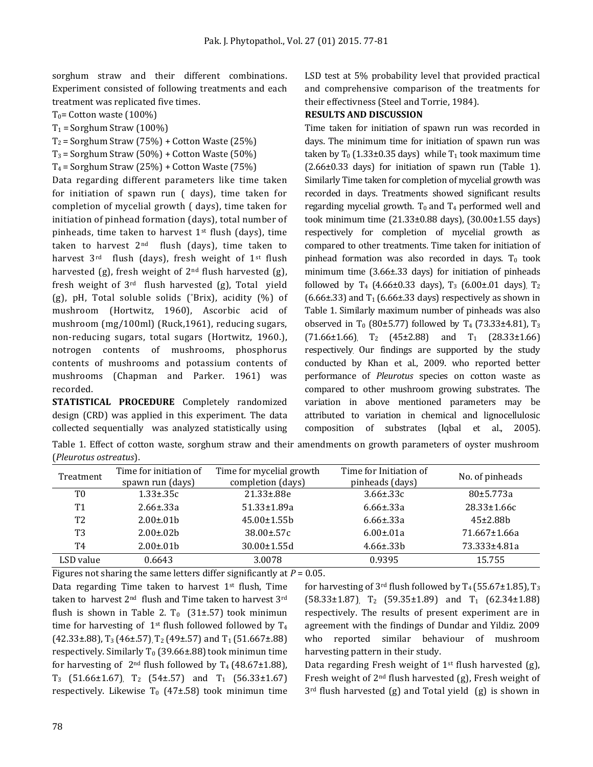sorghum straw and their different combinations. Experiment consisted of following treatments and each treatment was replicated five times.

$T_0$= Cotton waste (100%)

$T_1$ = Sorghum Straw (100%)

$T_2$ = Sorghum Straw (75%) + Cotton Waste (25%)

$T_3$ = Sorghum Straw (50%) + Cotton Waste (50%)

$T_4$ = Sorghum Straw (25%) + Cotton Waste (75%)

Data regarding different parameters like time taken for initiation of spawn run ( days), time taken for completion of mycelial growth ( days), time taken for initiation of pinhead formation (days), total number of pinheads, time taken to harvest 1st flush (days), time taken to harvest 2nd flush (days), time taken to harvest 3rd flush (days), fresh weight of 1st flush harvested (g), fresh weight of 2nd flush harvested (g), fresh weight of 3rd flush harvested (g), Total yield (g), pH, Total soluble solids (°Brix), acidity (%) of mushroom (Hortwitz, 1960), Ascorbic acid of mushroom (mg/100ml) (Ruck,1961), reducing sugars, non-reducing sugars, total sugars (Hortwitz, 1960.), notrogen contents of mushrooms, phosphorus contents of mushrooms and potassium contents of mushrooms (Chapman and Parker. 1961) was recorded.

**STATISTICAL PROCEDURE** Completely randomized design (CRD) was applied in this experiment. The data collected sequentially was analyzed statistically using LSD test at 5% probability level that provided practical and comprehensive comparison of the treatments for their effectivness (Steel and Torrie, 1984).

**RESULTS AND DISCUSSION**

Time taken for initiation of spawn run was recorded in days. The minimum time for initiation of spawn run was taken by $T_0$ (1.33±0.35 days) while $T_1$ took maximum time (2.66±0.33 days) for initiation of spawn run (Table 1). Similarly Time taken for completion of mycelial growth was recorded in days. Treatments showed significant results regarding mycelial growth. $T_0$ and $T_4$ performed well and took minimum time (21.33±0.88 days), (30.00±1.55 days) respectively for completion of mycelial growth as compared to other treatments. Time taken for initiation of pinhead formation was also recorded in days. $T_0$ took minimum time (3.66±.33 days) for initiation of pinheads followed by $T_4$ (4.66±0.33 days), $T_3$ (6.00±.01 days), $T_2$ (6.66±.33) and $T_1$ (6.66±.33 days) respectively as shown in Table 1. Similarly maximum number of pinheads was also observed in $T_0$ (80±5.77) followed by $T_4$ (73.33±4.81), $T_3$ (71.66±1.66), $T_2$ (45±2.88) and $T_1$ (28.33±1.66) respectively. Our findings are supported by the study conducted by Khan et al., 2009. who reported better performance of *Pleurotus* species on cotton waste as compared to other mushroom growing substrates. The variation in above mentioned parameters may be attributed to variation in chemical and lignocellulosic composition of substrates (Iqbal et al., 2005).

Table 1. Effect of cotton waste, sorghum straw and their amendments on growth parameters of oyster mushroom (*Pleurotus ostreatus*).

| Treatment | Time for initiation of spawn run (days) | Time for mycelial growth completion (days) | Time for Initiation of pinheads (days) | No. of pinheads |
|---|---|---|---|---|
| T0 | 1.33±.35c | 21.33±.88e | 3.66±.33c | 80±5.773a |
| T1 | 2.66±.33a | 51.33±1.89a | 6.66±.33a | 28.33±1.66c |
| T2 | 2.00±.01b | 45.00±1.55b | 6.66±.33a | 45±2.88b |
| T3 | 2.00±.02b | 38.00±.57c | 6.00±.01a | 71.667±1.66a |
| T4 | 2.00±.01b | 30.00±1.55d | 4.66±.33b | 73.333±4.81a |
| LSD value | 0.6643 | 3.0078 | 0.9395 | 15.755 |

Figures not sharing the same letters differ significantly at $P = 0.05$.

Data regarding Time taken to harvest 1st flush, Time taken to harvest 2nd flush and Time taken to harvest 3rd flush is shown in Table 2. $T_0$ (31±.57) took minimun time for harvesting of 1st flush followed followed by $T_4$ (42.33±.88), $T_3$ (46±.57), $T_2$ (49±.57) and $T_1$ (51.667±.88) respectively. Similarly $T_0$ (39.66±.88) took minimun time for harvesting of 2nd flush followed by $T_4$ (48.67±1.88), $T_3$ (51.66±1.67), $T_2$ (54±.57) and $T_1$ (56.33±1.67) respectively. Likewise $T_0$ (47±.58) took minimun time for harvesting of 3rd flush followed by $T_4$ (55.67±1.85), $T_3$ (58.33±1.87), $T_2$ (59.35±1.89) and $T_1$ (62.34±1.88) respectively. The results of present experiment are in agreement with the findings of Dundar and Yildiz. 2009 who reported similar behaviour of mushroom harvesting pattern in their study.

Data regarding Fresh weight of 1st flush harvested (g), Fresh weight of 2nd flush harvested (g), Fresh weight of 3rd flush harvested (g) and Total yield (g) is shown in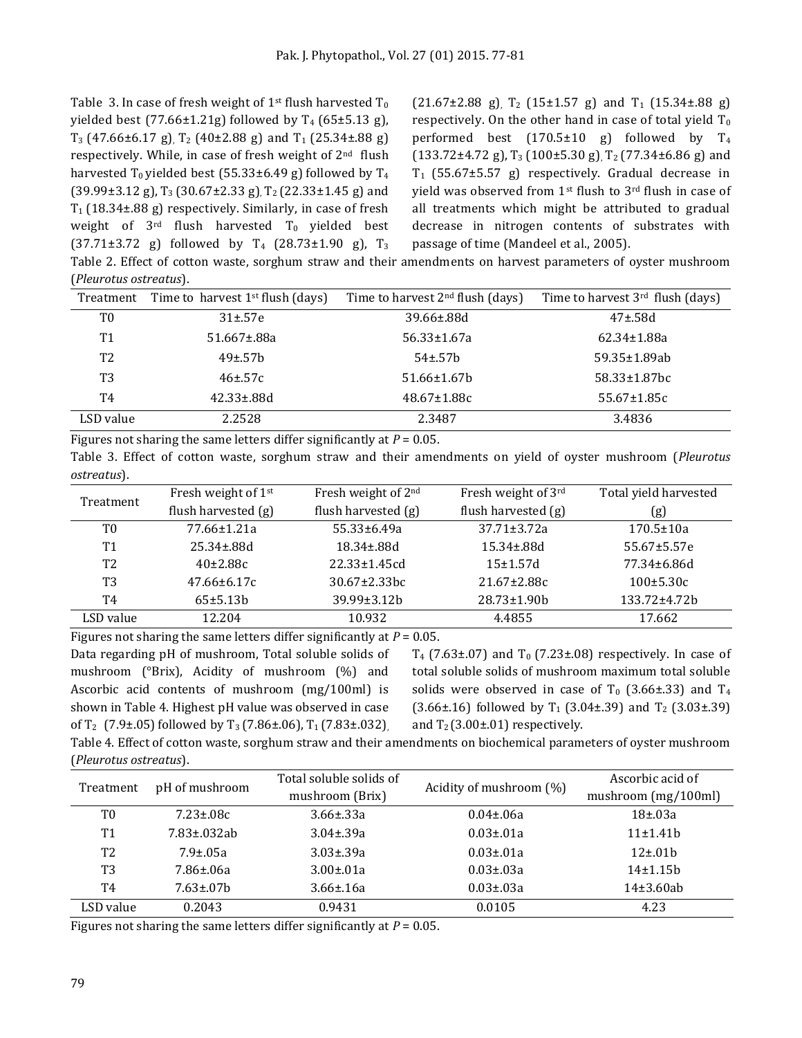Table 3. In case of fresh weight of 1st flush harvested $T_0$ yielded best (77.66±1.21g) followed by $T_4$ (65±5.13 g), $T_3$ (47.66±6.17 g), $T_2$ (40±2.88 g) and $T_1$ (25.34±.88 g) respectively. While, in case of fresh weight of 2nd flush harvested $T_0$ yielded best (55.33±6.49 g) followed by $T_4$ (39.99±3.12 g), $T_3$ (30.67±2.33 g), $T_2$ (22.33±1.45 g) and $T_1$ (18.34±.88 g) respectively. Similarly, in case of fresh weight of 3rd flush harvested $T_0$ yielded best (37.71±3.72 g) followed by $T_4$ (28.73±1.90 g), $T_3$ (21.67±2.88 g), $T_2$ (15±1.57 g) and $T_1$ (15.34±.88 g) respectively. On the other hand in case of total yield $T_0$ performed best (170.5±10 g) followed by $T_4$ (133.72±4.72 g), $T_3$ (100±5.30 g), $T_2$ (77.34±6.86 g) and $T_1$ (55.67±5.57 g) respectively. Gradual decrease in yield was observed from 1st flush to 3rd flush in case of all treatments which might be attributed to gradual decrease in nitrogen contents of substrates with passage of time (Mandeel et al., 2005).

Table 2. Effect of cotton waste, sorghum straw and their amendments on harvest parameters of oyster mushroom (*Pleurotus ostreatus*).

| Treatment | Time to harvest 1st flush (days) | Time to harvest 2nd flush (days) | Time to harvest 3rd flush (days) |
|---|---|---|---|
| T0 | 31±.57e | 39.66±.88d | 47±.58d |
| T1 | 51.667±.88a | 56.33±1.67a | 62.34±1.88a |
| T2 | 49±.57b | 54±.57b | 59.35±1.89ab |
| T3 | 46±.57c | 51.66±1.67b | 58.33±1.87bc |
| T4 | 42.33±.88d | 48.67±1.88c | 55.67±1.85c |
| LSD value | 2.2528 | 2.3487 | 3.4836 |

Figures not sharing the same letters differ significantly at $P = 0.05$.

Table 3. Effect of cotton waste, sorghum straw and their amendments on yield of oyster mushroom (*Pleurotus ostreatus*).

| Treatment | Fresh weight of 1st flush harvested (g) | Fresh weight of 2nd flush harvested (g) | Fresh weight of 3rd flush harvested (g) | Total yield harvested (g) |
|---|---|---|---|---|
| T0 | 77.66±1.21a | 55.33±6.49a | 37.71±3.72a | 170.5±10a |
| T1 | 25.34±.88d | 18.34±.88d | 15.34±.88d | 55.67±5.57e |
| T2 | 40±2.88c | 22.33±1.45cd | 15±1.57d | 77.34±6.86d |
| T3 | 47.66±6.17c | 30.67±2.33bc | 21.67±2.88c | 100±5.30c |
| T4 | 65±5.13b | 39.99±3.12b | 28.73±1.90b | 133.72±4.72b |
| LSD value | 12.204 | 10.932 | 4.4855 | 17.662 |

Figures not sharing the same letters differ significantly at $P = 0.05$.

Data regarding pH of mushroom, Total soluble solids of mushroom (°Brix), Acidity of mushroom (%) and Ascorbic acid contents of mushroom (mg/100ml) is shown in Table 4. Highest pH value was observed in case of $T_2$ (7.9±.05) followed by $T_3$ (7.86±.06), $T_1$ (7.83±.032), $T_4$ (7.63±.07) and $T_0$ (7.23±.08) respectively. In case of total soluble solids of mushroom maximum total soluble solids were observed in case of $T_0$ (3.66±.33) and $T_4$ (3.66±.16) followed by $T_1$ (3.04±.39) and $T_2$ (3.03±.39) and $T_2$ (3.00±.01) respectively.

Table 4. Effect of cotton waste, sorghum straw and their amendments on biochemical parameters of oyster mushroom (*Pleurotus ostreatus*).

| Treatment | pH of mushroom | Total soluble solids of mushroom (Brix) | Acidity of mushroom (%) | Ascorbic acid of mushroom (mg/100ml) |
|---|---|---|---|---|
| T0 | 7.23±.08c | 3.66±.33a | 0.04±.06a | 18±.03a |
| T1 | 7.83±.032ab | 3.04±.39a | 0.03±.01a | 11±1.41b |
| T2 | 7.9±.05a | 3.03±.39a | 0.03±.01a | 12±.01b |
| T3 | 7.86±.06a | 3.00±.01a | 0.03±.03a | 14±1.15b |
| T4 | 7.63±.07b | 3.66±.16a | 0.03±.03a | 14±3.60ab |
| LSD value | 0.2043 | 0.9431 | 0.0105 | 4.23 |

Figures not sharing the same letters differ significantly at $P = 0.05$.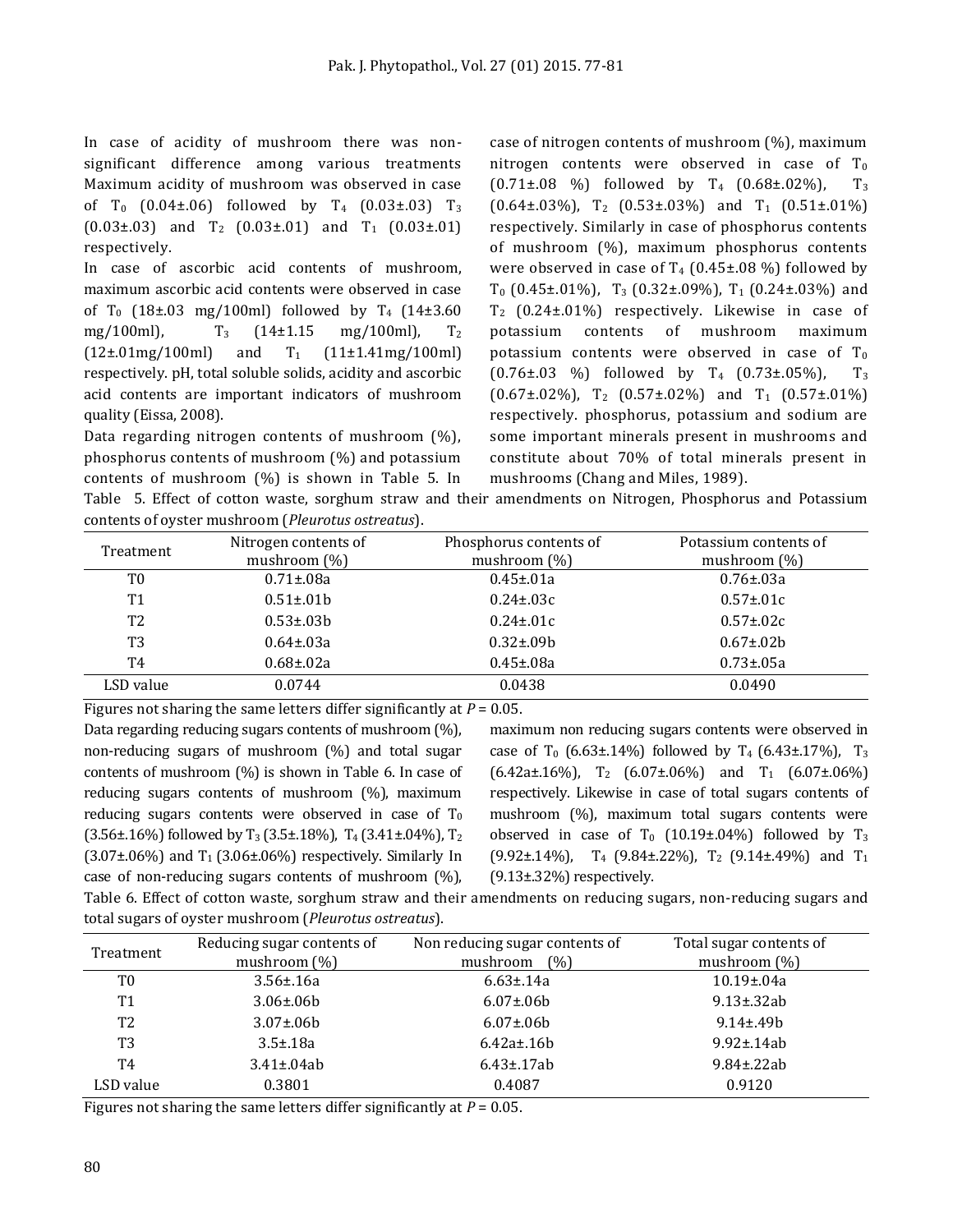In case of acidity of mushroom there was non-significant difference among various treatments Maximum acidity of mushroom was observed in case of $T_0$ (0.04±.06) followed by $T_4$ (0.03±.03) $T_3$ (0.03±.03) and $T_2$ (0.03±.01) and $T_1$ (0.03±.01) respectively.

In case of ascorbic acid contents of mushroom, maximum ascorbic acid contents were observed in case of $T_0$ (18±.03 mg/100ml) followed by $T_4$ (14±3.60 mg/100ml), $T_3$ (14±1.15 mg/100ml), $T_2$ (12±.01mg/100ml) and $T_1$ (11±1.41mg/100ml) respectively. pH, total soluble solids, acidity and ascorbic acid contents are important indicators of mushroom quality (Eissa, 2008).

Data regarding nitrogen contents of mushroom (%), phosphorus contents of mushroom (%) and potassium contents of mushroom (%) is shown in Table 5. In case of nitrogen contents of mushroom (%), maximum nitrogen contents were observed in case of $T_0$ (0.71±.08 %) followed by $T_4$ (0.68±.02%), $T_3$ (0.64±.03%), $T_2$ (0.53±.03%) and $T_1$ (0.51±.01%) respectively. Similarly in case of phosphorus contents of mushroom (%), maximum phosphorus contents were observed in case of $T_4$ (0.45±.08 %) followed by $T_0$ (0.45±.01%), $T_3$ (0.32±.09%), $T_1$ (0.24±.03%) and $T_2$ (0.24±.01%) respectively. Likewise in case of potassium contents of mushroom maximum potassium contents were observed in case of $T_0$ (0.76±.03 %) followed by $T_4$ (0.73±.05%), $T_3$ (0.67±.02%), $T_2$ (0.57±.02%) and $T_1$ (0.57±.01%) respectively. phosphorus, potassium and sodium are some important minerals present in mushrooms and constitute about 70% of total minerals present in mushrooms (Chang and Miles, 1989).

Table 5. Effect of cotton waste, sorghum straw and their amendments on Nitrogen, Phosphorus and Potassium contents of oyster mushroom (*Pleurotus ostreatus*).

| Treatment | Nitrogen contents of mushroom (%) | Phosphorus contents of mushroom (%) | Potassium contents of mushroom (%) |
|---|---|---|---|
| T0 | 0.71±.08a | 0.45±.01a | 0.76±.03a |
| T1 | 0.51±.01b | 0.24±.03c | 0.57±.01c |
| T2 | 0.53±.03b | 0.24±.01c | 0.57±.02c |
| T3 | 0.64±.03a | 0.32±.09b | 0.67±.02b |
| T4 | 0.68±.02a | 0.45±.08a | 0.73±.05a |
| LSD value | 0.0744 | 0.0438 | 0.0490 |

Figures not sharing the same letters differ significantly at $P = 0.05$.

Data regarding reducing sugars contents of mushroom (%), non-reducing sugars of mushroom (%) and total sugar contents of mushroom (%) is shown in Table 6. In case of reducing sugars contents of mushroom (%), maximum reducing sugars contents were observed in case of $T_0$ (3.56±.16%) followed by $T_3$ (3.5±.18%), $T_4$ (3.41±.04%), $T_2$ (3.07±.06%) and $T_1$ (3.06±.06%) respectively. Similarly In case of non-reducing sugars contents of mushroom (%), maximum non reducing sugars contents were observed in case of $T_0$ (6.63±.14%) followed by $T_4$ (6.43±.17%), $T_3$ (6.42a±.16%), $T_2$ (6.07±.06%) and $T_1$ (6.07±.06%) respectively. Likewise in case of total sugars contents of mushroom (%), maximum total sugars contents were observed in case of $T_0$ (10.19±.04%) followed by $T_3$ (9.92±.14%), $T_4$ (9.84±.22%), $T_2$ (9.14±.49%) and $T_1$ (9.13±.32%) respectively.

Table 6. Effect of cotton waste, sorghum straw and their amendments on reducing sugars, non-reducing sugars and total sugars of oyster mushroom (*Pleurotus ostreatus*).

| Treatment | Reducing sugar contents of mushroom (%) | Non reducing sugar contents of mushroom (%) | Total sugar contents of mushroom (%) |
|---|---|---|---|
| T0 | 3.56±.16a | 6.63±.14a | 10.19±.04a |
| T1 | 3.06±.06b | 6.07±.06b | 9.13±.32ab |
| T2 | 3.07±.06b | 6.07±.06b | 9.14±.49b |
| T3 | 3.5±.18a | 6.42a±.16b | 9.92±.14ab |
| T4 | 3.41±.04ab | 6.43±.17ab | 9.84±.22ab |
| LSD value | 0.3801 | 0.4087 | 0.9120 |

Figures not sharing the same letters differ significantly at $P = 0.05$.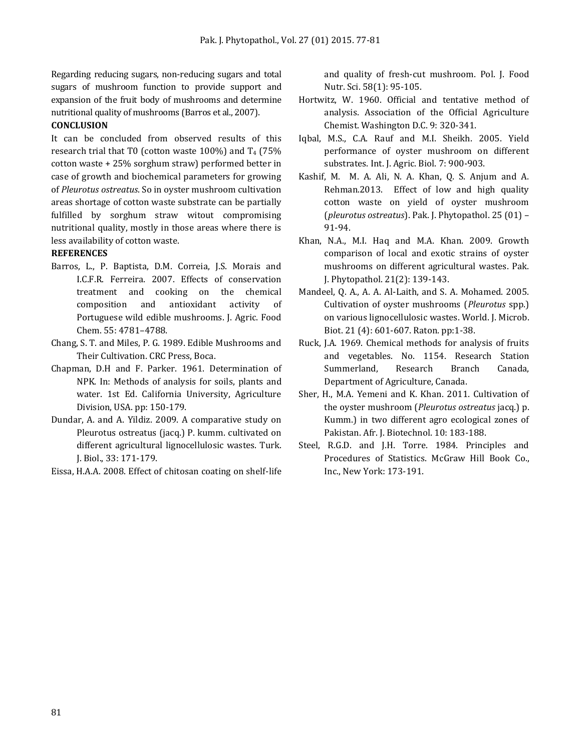Regarding reducing sugars, non-reducing sugars and total sugars of mushroom function to provide support and expansion of the fruit body of mushrooms and determine nutritional quality of mushrooms (Barros et al., 2007).

## CONCLUSION

It can be concluded from observed results of this research trial that T0 (cotton waste 100%) and $T_4$ (75% cotton waste + 25% sorghum straw) performed better in case of growth and biochemical parameters for growing of *Pleurotus ostreatus*. So in oyster mushroom cultivation areas shortage of cotton waste substrate can be partially fulfilled by sorghum straw witout compromising nutritional quality, mostly in those areas where there is less availability of cotton waste.

## REFERENCES

Barros, L., P. Baptista, D.M. Correia, J.S. Morais and I.C.F.R. Ferreira. 2007. Effects of conservation treatment and cooking on the chemical composition and antioxidant activity of Portuguese wild edible mushrooms. J. Agric. Food Chem. 55: 4781–4788.

Chang, S. T. and Miles, P. G. 1989. Edible Mushrooms and Their Cultivation. CRC Press, Boca.

Chapman, D.H and F. Parker. 1961. Determination of NPK. In: Methods of analysis for soils, plants and water. 1st Ed. California University, Agriculture Division, USA. pp: 150-179.

Dundar, A. and A. Yildiz. 2009. A comparative study on Pleurotus ostreatus (jacq.) P. kumm. cultivated on different agricultural lignocellulosic wastes. Turk. J. Biol., 33: 171-179.

Eissa, H.A.A. 2008. Effect of chitosan coating on shelf-life and quality of fresh-cut mushroom. Pol. J. Food Nutr. Sci. 58(1): 95-105.

Hortwitz, W. 1960. Official and tentative method of analysis. Association of the Official Agriculture Chemist. Washington D.C. 9: 320-341.

Iqbal, M.S., C.A. Rauf and M.I. Sheikh. 2005. Yield performance of oyster mushroom on different substrates. Int. J. Agric. Biol. 7: 900-903.

Kashif, M. M. A. Ali, N. A. Khan, Q. S. Anjum and A. Rehman.2013. Effect of low and high quality cotton waste on yield of oyster mushroom (*pleurotus ostreatus*). Pak. J. Phytopathol. 25 (01) – 91-94.

Khan, N.A., M.I. Haq and M.A. Khan. 2009. Growth comparison of local and exotic strains of oyster mushrooms on different agricultural wastes. Pak. J. Phytopathol. 21(2): 139-143.

Mandeel, Q. A., A. A. Al-Laith, and S. A. Mohamed. 2005. Cultivation of oyster mushrooms (*Pleurotus* spp.) on various lignocellulosic wastes. World. J. Microb. Biot. 21 (4): 601-607. Raton. pp:1-38.

Ruck, J.A. 1969. Chemical methods for analysis of fruits and vegetables. No. 1154. Research Station Summerland, Research Branch Canada, Department of Agriculture, Canada.

Sher, H., M.A. Yemeni and K. Khan. 2011. Cultivation of the oyster mushroom (*Pleurotus ostreatus* jacq.) p. Kumm.) in two different agro ecological zones of Pakistan. Afr. J. Biotechnol. 10: 183-188.

Steel, R.G.D. and J.H. Torre. 1984. Principles and Procedures of Statistics. McGraw Hill Book Co., Inc., New York: 173-191.